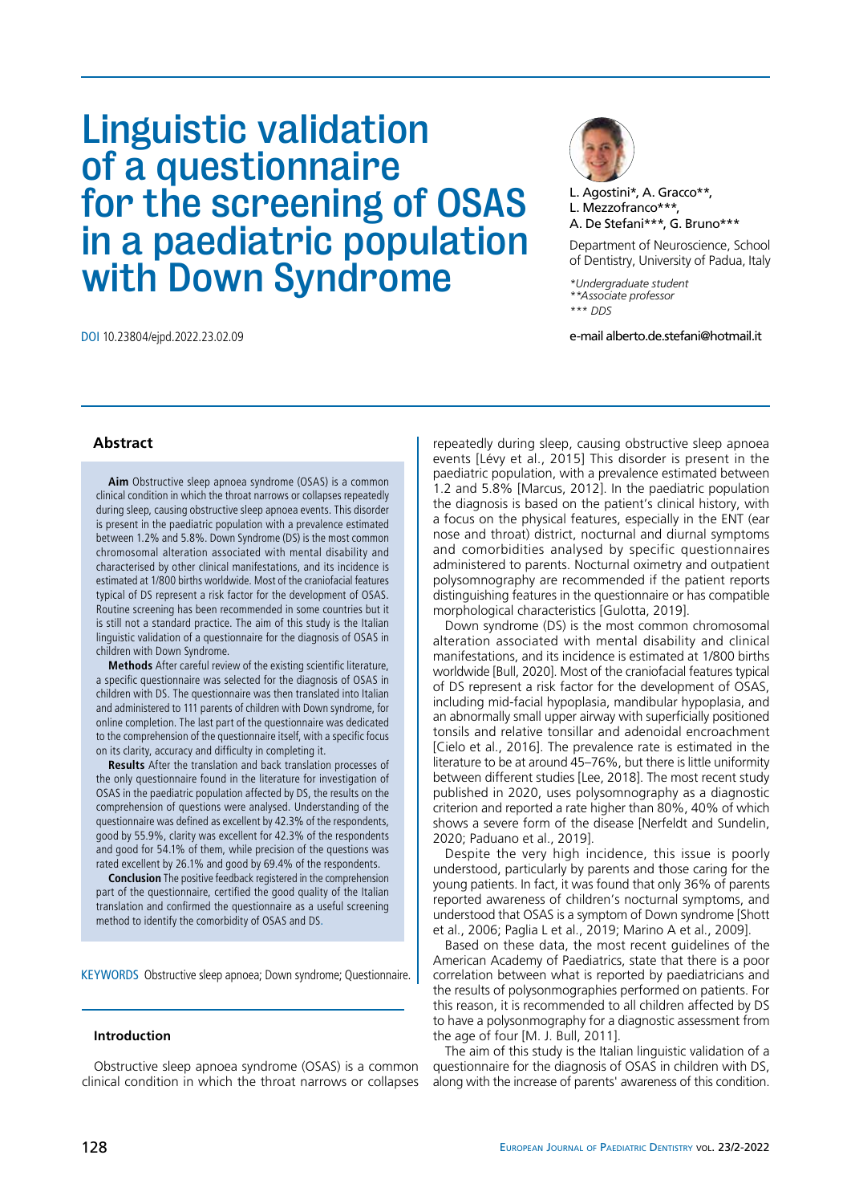# Linguistic validation of a questionnaire for the screening of OSAS in a paediatric population with Down Syndrome

L. Agostini*, A. Gracco**, L. Mezzofranco***, A. De Stefani***, G. Bruno***

Department of Neuroscience, School of Dentistry, University of Padua, Italy

*\*Undergraduate student*
*\*\*Associate professor*
*\*\*\* DDS*

e-mail alberto.de.stefani@hotmail.it

DOI 10.23804/ejpd.2022.23.02.09

## Abstract

**Aim** Obstructive sleep apnoea syndrome (OSAS) is a common clinical condition in which the throat narrows or collapses repeatedly during sleep, causing obstructive sleep apnoea events. This disorder is present in the paediatric population with a prevalence estimated between 1.2% and 5.8%. Down Syndrome (DS) is the most common chromosomal alteration associated with mental disability and characterised by other clinical manifestations, and its incidence is estimated at 1/800 births worldwide. Most of the craniofacial features typical of DS represent a risk factor for the development of OSAS. Routine screening has been recommended in some countries but it is still not a standard practice. The aim of this study is the Italian linguistic validation of a questionnaire for the diagnosis of OSAS in children with Down Syndrome.

**Methods** After careful review of the existing scientific literature, a specific questionnaire was selected for the diagnosis of OSAS in children with DS. The questionnaire was then translated into Italian and administered to 111 parents of children with Down syndrome, for online completion. The last part of the questionnaire was dedicated to the comprehension of the questionnaire itself, with a specific focus on its clarity, accuracy and difficulty in completing it.

**Results** After the translation and back translation processes of the only questionnaire found in the literature for investigation of OSAS in the paediatric population affected by DS, the results on the comprehension of questions were analysed. Understanding of the questionnaire was defined as excellent by 42.3% of the respondents, good by 55.9%, clarity was excellent for 42.3% of the respondents and good for 54.1% of them, while precision of the questions was rated excellent by 26.1% and good by 69.4% of the respondents.

**Conclusion** The positive feedback registered in the comprehension part of the questionnaire, certified the good quality of the Italian translation and confirmed the questionnaire as a useful screening method to identify the comorbidity of OSAS and DS.

KEYWORDS Obstructive sleep apnoea; Down syndrome; Questionnaire.

## Introduction

Obstructive sleep apnoea syndrome (OSAS) is a common clinical condition in which the throat narrows or collapses repeatedly during sleep, causing obstructive sleep apnoea events [Lévy et al., 2015] This disorder is present in the paediatric population, with a prevalence estimated between 1.2 and 5.8% [Marcus, 2012]. In the paediatric population the diagnosis is based on the patient's clinical history, with a focus on the physical features, especially in the ENT (ear nose and throat) district, nocturnal and diurnal symptoms and comorbidities analysed by specific questionnaires administered to parents. Nocturnal oximetry and outpatient polysomnography are recommended if the patient reports distinguishing features in the questionnaire or has compatible morphological characteristics [Gulotta, 2019].

Down syndrome (DS) is the most common chromosomal alteration associated with mental disability and clinical manifestations, and its incidence is estimated at 1/800 births worldwide [Bull, 2020]. Most of the craniofacial features typical of DS represent a risk factor for the development of OSAS, including mid-facial hypoplasia, mandibular hypoplasia, and an abnormally small upper airway with superficially positioned tonsils and relative tonsillar and adenoidal encroachment [Cielo et al., 2016]. The prevalence rate is estimated in the literature to be at around 45–76%, but there is little uniformity between different studies [Lee, 2018]. The most recent study published in 2020, uses polysomnography as a diagnostic criterion and reported a rate higher than 80%, 40% of which shows a severe form of the disease [Nerfeldt and Sundelin, 2020; Paduano et al., 2019].

Despite the very high incidence, this issue is poorly understood, particularly by parents and those caring for the young patients. In fact, it was found that only 36% of parents reported awareness of children's nocturnal symptoms, and understood that OSAS is a symptom of Down syndrome [Shott et al., 2006; Paglia L et al., 2019; Marino A et al., 2009].

Based on these data, the most recent guidelines of the American Academy of Paediatrics, state that there is a poor correlation between what is reported by paediatricians and the results of polysonmographies performed on patients. For this reason, it is recommended to all children affected by DS to have a polysonmography for a diagnostic assessment from the age of four [M. J. Bull, 2011].

The aim of this study is the Italian linguistic validation of a questionnaire for the diagnosis of OSAS in children with DS, along with the increase of parents' awareness of this condition.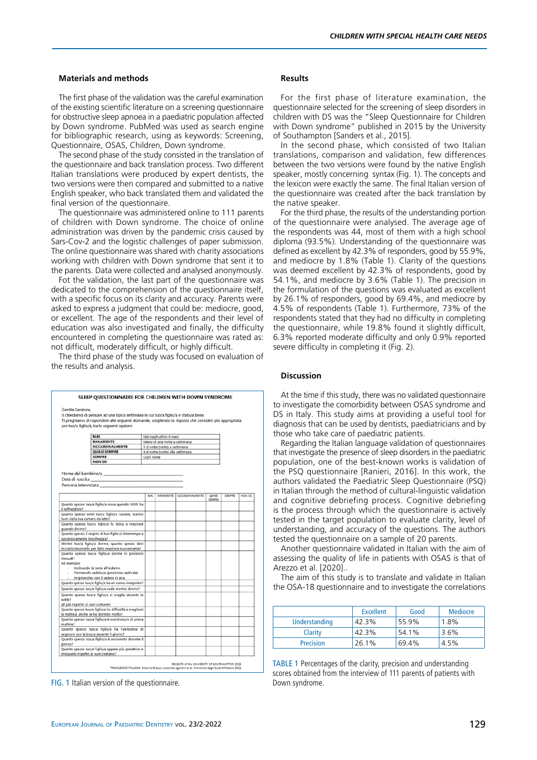### Materials and methods

The first phase of the validation was the careful examination of the existing scientific literature on a screening questionnaire for obstructive sleep apnoea in a paediatric population affected by Down syndrome. PubMed was used as search engine for bibliographic research, using as keywords: Screening, Questionnaire, OSAS, Children, Down syndrome.

The second phase of the study consisted in the translation of the questionnaire and back translation process. Two different Italian translations were produced by expert dentists, the two versions were then compared and submitted to a native English speaker, who back translated them and validated the final version of the questionnaire.

The questionnaire was administered online to 111 parents of children with Down syndrome. The choice of online administration was driven by the pandemic crisis caused by Sars-Cov-2 and the logistic challenges of paper submission. The online questionnaire was shared with charity associations working with children with Down syndrome that sent it to the parents. Data were collected and analysed anonymously.

Fot the validation, the last part of the questionnaire was dedicated to the comprehension of the questionnaire itself, with a specific focus on its clarity and accuracy. Parents were asked to express a judgment that could be: mediocre, good, or excellent. The age of the respondents and their level of education was also investigated and finally, the difficulty encountered in completing the questionnaire was rated as: not difficult, moderately difficult, or highly difficult.

The third phase of the study was focused on evaluation of the results and analysis.

**SLEEP QUESTIONNAIRE FOR CHILDREN WITH DOWN SYNDROME**

Gentile Genitore,
ti chiediamo di pensare ad una tipica settimana in cui tuo/a figlio/a è stato/a bene.
Ti preghiamo di rispondere alle seguenti domande, scegliendo la risposta che consideri più appropriata per tuo/a figlio/a, tra le seguenti opzioni:

| | |
|---|---|
| MAI | Mai negli ultimi 6 mesi |
| RARAMENTE | Meno di una notte a settimana |
| OCCASIONALMENTE | 1-3 notte (volte) a settimana |
| QUASI SEMPRE | 4-6 notte (volte) alla settimana |
| SEMPRE | Ogni notte |
| NON SO | |

Nome del bambino/a ______
Data di nascita ______
Persona intervistata ______

| | MAI | RARAMENTE | OCCASIONALMENTE | QUASI SEMPRE | SEMPRE | NON SO |
|---|---|---|---|---|---|---|
| Quanto spesso tuo/a figlio/a russa quando NON ha il raffreddore? | | | | | | |
| Quanto spesso senti tuo/a figlio/a russare, stando fuori dalla sua camera da letto? | | | | | | |
| Quanto spesso tuo/a figlio/a fa fatica a respirare quando dorme? | | | | | | |
| Quanto spesso il respiro di tuo figlio si interrompe e successivamente boccheggia? | | | | | | |
| Mentre tuo/a figlio/a dorme, quanto spesso devi toccarlo/muoverlo per farlo respirare nuovamente? | | | | | | |
| Quanto spesso tuo/a figlio/a dorme in posizioni inusuali? Ad esempio: Inclinando la testa all'indietro; Dormendo seduto/a (posizione verticale); In ginocchio con il sedere in aria | | | | | | |
| Quanto spesso tuo/a figlio/a ha un sonno irrequieto? | | | | | | |
| Quanto spesso tuo/a figlio/a suda mentre dorme? | | | | | | |
| Quanto spesso tuo/a figlio/a si sveglia durante la notte? (di più rispetto ai suoi coetanei) | | | | | | |
| Quanto spesso tuo/a figlio/a ha difficoltà a svegliarsi la mattina, anche se ha dormito molto? | | | | | | |
| Quanto spesso tuo/a figlio/a è scontroso/a di prima mattina? | | | | | | |
| Quanto spesso tuo/a figlio/a ha l'abitudine di respirare con la bocca durante il giorno? | | | | | | |
| Quanto spesso tuo/a figlio/a è assonnato durante il giorno? | | | | | | |
| Quanto spesso tuo/a figlio/a appare più iperattivo o irrequieto rispetto ai suoi coetanei? | | | | | | |

REGENTS of the UNIVERSITY OF SOUTHAMPTON 2015
TRADUZIONE ITALIANA: Antonio Gracco, Ludovica Agostini et al. Università degli Studi di Padova 2021

FIG. 1 Italian version of the questionnaire.

### Results

For the first phase of literature examination, the questionnaire selected for the screening of sleep disorders in children with DS was the "Sleep Questionnaire for Children with Down syndrome" published in 2015 by the University of Southampton [Sanders et al., 2015].

In the second phase, which consisted of two Italian translations, comparison and validation, few differences between the two versions were found by the native English speaker, mostly concerning syntax (Fig. 1). The concepts and the lexicon were exactly the same. The final Italian version of the questionnaire was created after the back translation by the native speaker.

For the third phase, the results of the understanding portion of the questionnaire were analysed. The average age of the respondents was 44, most of them with a high school diploma (93.5%). Understanding of the questionnaire was defined as excellent by 42.3% of responders, good by 55.9%, and mediocre by 1.8% (Table 1). Clarity of the questions was deemed excellent by 42.3% of respondents, good by 54.1%, and mediocre by 3.6% (Table 1). The precision in the formulation of the questions was evaluated as excellent by 26.1% of responders, good by 69.4%, and mediocre by 4.5% of respondents (Table 1). Furthermore, 73% of the respondents stated that they had no difficulty in completing the questionnaire, while 19.8% found it slightly difficult, 6.3% reported moderate difficulty and only 0.9% reported severe difficulty in completing it (Fig. 2).

### Discussion

At the time if this study, there was no validated questionnaire to investigate the comorbidity between OSAS syndrome and DS in Italy. This study aims at providing a useful tool for diagnosis that can be used by dentists, paediatricians and by those who take care of paediatric patients.

Regarding the Italian language validation of questionnaires that investigate the presence of sleep disorders in the paediatric population, one of the best-known works is validation of the PSQ questionnaire [Ranieri, 2016]. In this work, the authors validated the Paediatric Sleep Questionnaire (PSQ) in Italian through the method of cultural-linguistic validation and cognitive debriefing process. Cognitive debriefing is the process through which the questionnaire is actively tested in the target population to evaluate clarity, level of understanding, and accuracy of the questions. The authors tested the questionnaire on a sample of 20 parents.

Another questionnaire validated in Italian with the aim of assessing the quality of life in patients with OSAS is that of Arezzo et al. [2020]..

The aim of this study is to translate and validate in Italian the OSA-18 questionnaire and to investigate the correlations

| | Excellent | Good | Mediocre |
|---|---|---|---|
| Understanding | 42.3% | 55.9% | 1.8% |
| Clarity | 42.3% | 54.1% | 3.6% |
| Precision | 26.1% | 69.4% | 4.5% |

TABLE 1 Percentages of the clarity, precision and understanding scores obtained from the interview of 111 parents of patients with Down syndrome.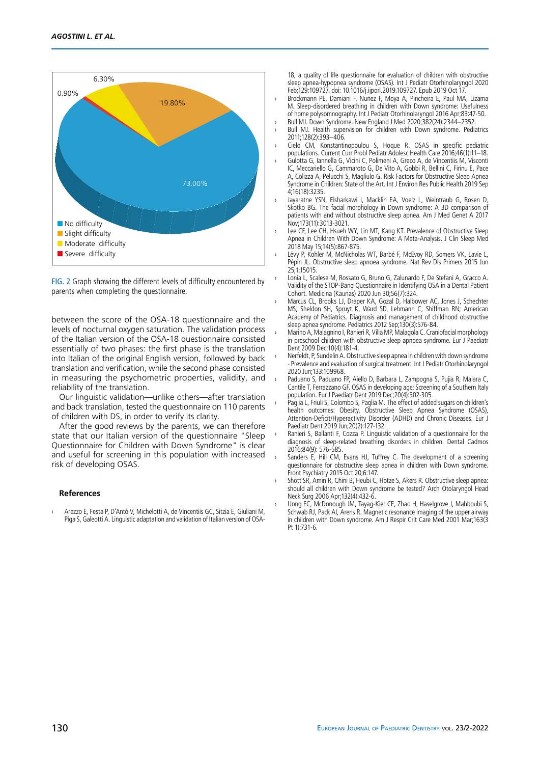6.30%
0.90%
19.80%
73.00%

No difficulty
Slight difficulty
Moderate difficulty
Severe difficulty

FIG. 2 Graph showing the different levels of difficulty encountered by parents when completing the questionnaire.

between the score of the OSA-18 questionnaire and the levels of nocturnal oxygen saturation. The validation process of the Italian version of the OSA-18 questionnaire consisted essentially of two phases: the first phase is the translation into Italian of the original English version, followed by back translation and verification, while the second phase consisted in measuring the psychometric properties, validity, and reliability of the translation.

Our linguistic validation—unlike others—after translation and back translation, tested the questionnaire on 110 parents of children with DS, in order to verify its clarity.

After the good reviews by the parents, we can therefore state that our Italian version of the questionnaire "Sleep Questionnaire for Children with Down Syndrome" is clear and useful for screening in this population with increased risk of developing OSAS.

## References

- Arezzo E, Festa P, D'Antò V, Michelotti A, de Vincentiis GC, Sitzia E, Giuliani M, Piga S, Galeotti A. Linguistic adaptation and validation of Italian version of OSA-18, a quality of life questionnaire for evaluation of children with obstructive sleep apnea-hypopnea syndrome (OSAS). Int J Pediatr Otorhinolaryngol 2020 Feb;129:109727. doi: 10.1016/j.ijporl.2019.109727. Epub 2019 Oct 17.
- Brockmann PE, Damiani F, Nuñez F, Moya A, Pincheira E, Paul MA, Lizama M. Sleep-disordered breathing in children with Down syndrome: Usefulness of home polysomnography. Int J Pediatr Otorhinolaryngol 2016 Apr;83:47-50.
- Bull MJ. Down Syndrome. New England J Med 2020;382(24):2344–2352.
- Bull MJ. Health supervision for children with Down syndrome. Pediatrics 2011;128(2):393–406.
- Cielo CM, Konstantinopoulou S, Hoque R. OSAS in specific pediatric populations. Current Curr Probl Pediatr Adolesc Health Care 2016;46(1):11–18.
- Gulotta G, Iannella G, Vicini C, Polimeni A, Greco A, de Vincentiis M, Visconti IC, Meccariello G, Cammaroto G, De Vito A, Gobbi R, Bellini C, Firinu E, Pace A, Colizza A, Pelucchi S, Magliulo G. Risk Factors for Obstructive Sleep Apnea Syndrome in Children: State of the Art. Int J Environ Res Public Health 2019 Sep 4;16(18):3235.
- Jayaratne YSN, Elsharkawi I, Macklin EA, Voelz L, Weintraub G, Rosen D, Skotko BG. The facial morphology in Down syndrome: A 3D comparison of patients with and without obstructive sleep apnea. Am J Med Genet A 2017 Nov;173(11):3013-3021.
- Lee CF, Lee CH, Hsueh WY, Lin MT, Kang KT. Prevalence of Obstructive Sleep Apnea in Children With Down Syndrome: A Meta-Analysis. J Clin Sleep Med 2018 May 15;14(5):867-875.
- Lévy P, Kohler M, McNicholas WT, Barbé F, McEvoy RD, Somers VK, Lavie L, Pépin JL. Obstructive sleep apnoea syndrome. Nat Rev Dis Primers 2015 Jun 25;1:15015.
- Lonia L, Scalese M, Rossato G, Bruno G, Zalunardo F, De Stefani A, Gracco A. Validity of the STOP-Bang Questionnaire in Identifying OSA in a Dental Patient Cohort. Medicina (Kaunas) 2020 Jun 30;56(7):324.
- Marcus CL, Brooks LJ, Draper KA, Gozal D, Halbower AC, Jones J, Schechter MS, Sheldon SH, Spruyt K, Ward SD, Lehmann C, Shiffman RN; American Academy of Pediatrics. Diagnosis and management of childhood obstructive sleep apnea syndrome. Pediatrics 2012 Sep;130(3):576-84.
- Marino A, Malagnino I, Ranieri R, Villa MP, Malagola C. Craniofacial morphology in preschool children with obstructive sleep apnoea syndrome. Eur J Paediatr Dent 2009 Dec;10(4):181-4.
- Nerfeldt, P, Sundelin A. Obstructive sleep apnea in children with down syndrome - Prevalence and evaluation of surgical treatment. Int J Pediatr Otorhinolaryngol 2020 Jun;133:109968.
- Paduano S, Paduano FP, Aiello D, Barbara L, Zampogna S, Pujia R, Malara C, Cantile T, Ferrazzano GF. OSAS in developing age: Screening of a Southern Italy population. Eur J Paediatr Dent 2019 Dec;20(4):302-305.
- Paglia L, Friuli S, Colombo S, Paglia M. The effect of added sugars on children's health outcomes: Obesity, Obstructive Sleep Apnea Syndrome (OSAS), Attention-Deficit/Hyperactivity Disorder (ADHD) and Chronic Diseases. Eur J Paediatr Dent 2019 Jun;20(2):127-132.
- Ranieri S, Ballanti F, Cozza P. Linguistic validation of a questionnaire for the diagnosis of sleep-related breathing disorders in children. Dental Cadmos 2016;84(9): 576-585.
- Sanders E, Hill CM, Evans HJ, Tuffrey C. The development of a screening questionnaire for obstructive sleep apnea in children with Down syndrome. Front Psychiatry 2015 Oct 20;6:147.
- Shott SR, Amin R, Chini B, Heubi C, Hotze S, Akers R. Obstructive sleep apnea: should all children with Down syndrome be tested? Arch Otolaryngol Head Neck Surg 2006 Apr;132(4):432-6.
- Uong EC, McDonough JM, Tayag-Kier CE, Zhao H, Haselgrove J, Mahboubi S, Schwab RJ, Pack AI, Arens R. Magnetic resonance imaging of the upper airway in children with Down syndrome. Am J Respir Crit Care Med 2001 Mar;163(3 Pt 1):731-6.